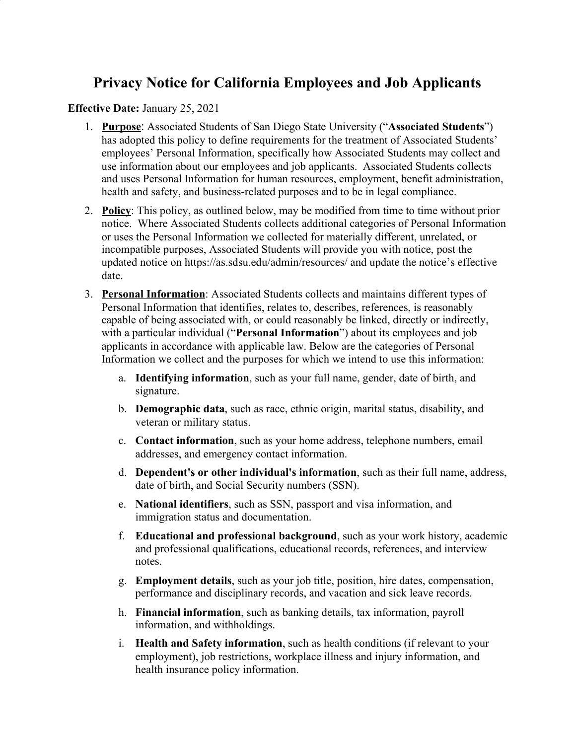# Privacy Notice for California Employees and Job Applicants

**Effective Date:** January 25, 2021

1. **Purpose**: Associated Students of San Diego State University ("**Associated Students**") has adopted this policy to define requirements for the treatment of Associated Students' employees' Personal Information, specifically how Associated Students may collect and use information about our employees and job applicants. Associated Students collects and uses Personal Information for human resources, employment, benefit administration, health and safety, and business-related purposes and to be in legal compliance.
2. **Policy**: This policy, as outlined below, may be modified from time to time without prior notice. Where Associated Students collects additional categories of Personal Information or uses the Personal Information we collected for materially different, unrelated, or incompatible purposes, Associated Students will provide you with notice, post the updated notice on https://as.sdsu.edu/admin/resources/ and update the notice's effective date.
3. **Personal Information**: Associated Students collects and maintains different types of Personal Information that identifies, relates to, describes, references, is reasonably capable of being associated with, or could reasonably be linked, directly or indirectly, with a particular individual ("**Personal Information**") about its employees and job applicants in accordance with applicable law. Below are the categories of Personal Information we collect and the purposes for which we intend to use this information:
   a. **Identifying information**, such as your full name, gender, date of birth, and signature.
   b. **Demographic data**, such as race, ethnic origin, marital status, disability, and veteran or military status.
   c. **Contact information**, such as your home address, telephone numbers, email addresses, and emergency contact information.
   d. **Dependent's or other individual's information**, such as their full name, address, date of birth, and Social Security numbers (SSN).
   e. **National identifiers**, such as SSN, passport and visa information, and immigration status and documentation.
   f. **Educational and professional background**, such as your work history, academic and professional qualifications, educational records, references, and interview notes.
   g. **Employment details**, such as your job title, position, hire dates, compensation, performance and disciplinary records, and vacation and sick leave records.
   h. **Financial information**, such as banking details, tax information, payroll information, and withholdings.
   i. **Health and Safety information**, such as health conditions (if relevant to your employment), job restrictions, workplace illness and injury information, and health insurance policy information.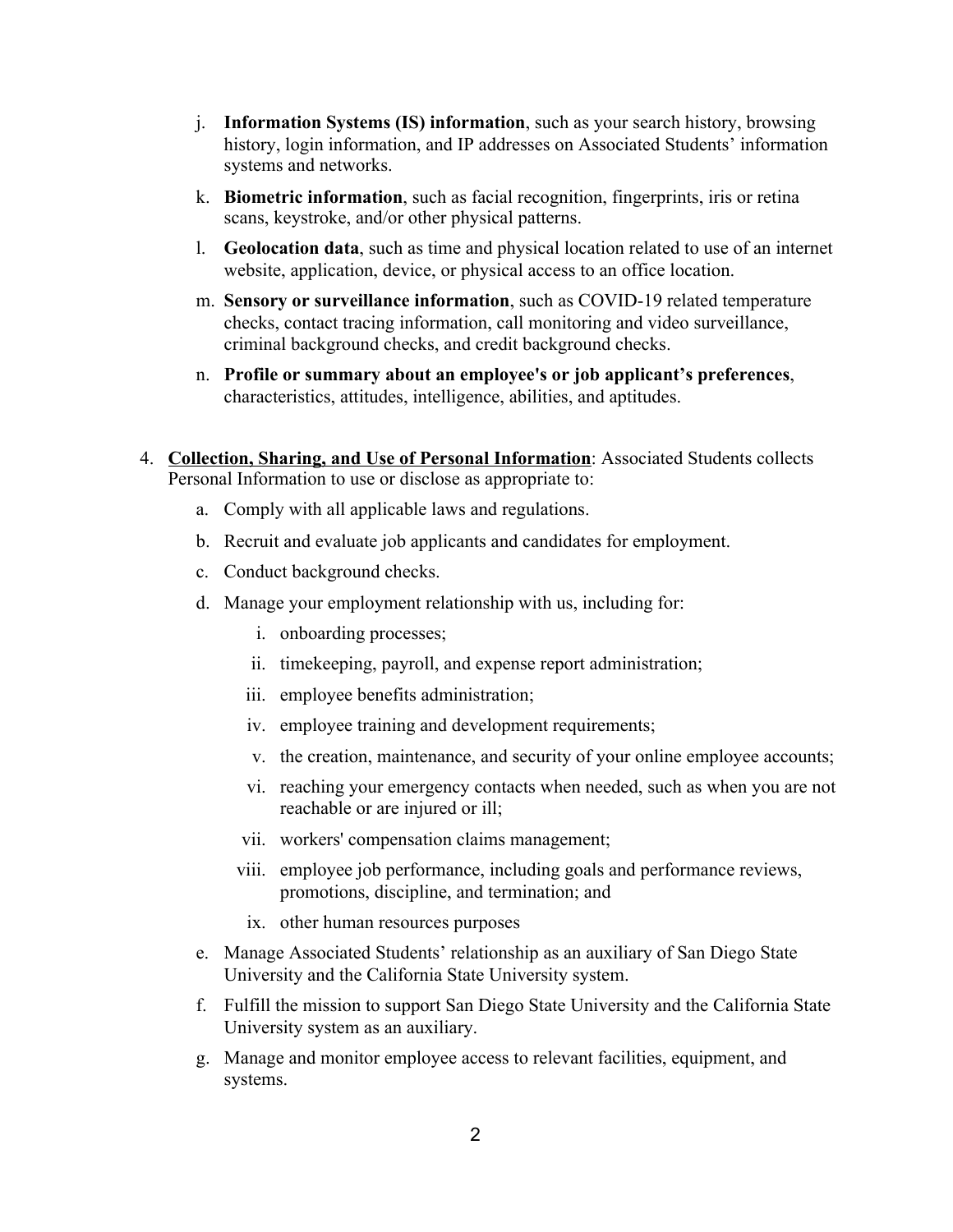j. **Information Systems (IS) information**, such as your search history, browsing history, login information, and IP addresses on Associated Students' information systems and networks.

k. **Biometric information**, such as facial recognition, fingerprints, iris or retina scans, keystroke, and/or other physical patterns.

l. **Geolocation data**, such as time and physical location related to use of an internet website, application, device, or physical access to an office location.

m. **Sensory or surveillance information**, such as COVID-19 related temperature checks, contact tracing information, call monitoring and video surveillance, criminal background checks, and credit background checks.

n. **Profile or summary about an employee's or job applicant's preferences**, characteristics, attitudes, intelligence, abilities, and aptitudes.

4. **<u>Collection, Sharing, and Use of Personal Information</u>**: Associated Students collects Personal Information to use or disclose as appropriate to:

   a. Comply with all applicable laws and regulations.

   b. Recruit and evaluate job applicants and candidates for employment.

   c. Conduct background checks.

   d. Manage your employment relationship with us, including for:

      i. onboarding processes;

      ii. timekeeping, payroll, and expense report administration;

      iii. employee benefits administration;

      iv. employee training and development requirements;

      v. the creation, maintenance, and security of your online employee accounts;

      vi. reaching your emergency contacts when needed, such as when you are not reachable or are injured or ill;

      vii. workers' compensation claims management;

      viii. employee job performance, including goals and performance reviews, promotions, discipline, and termination; and

      ix. other human resources purposes

   e. Manage Associated Students' relationship as an auxiliary of San Diego State University and the California State University system.

   f. Fulfill the mission to support San Diego State University and the California State University system as an auxiliary.

   g. Manage and monitor employee access to relevant facilities, equipment, and systems.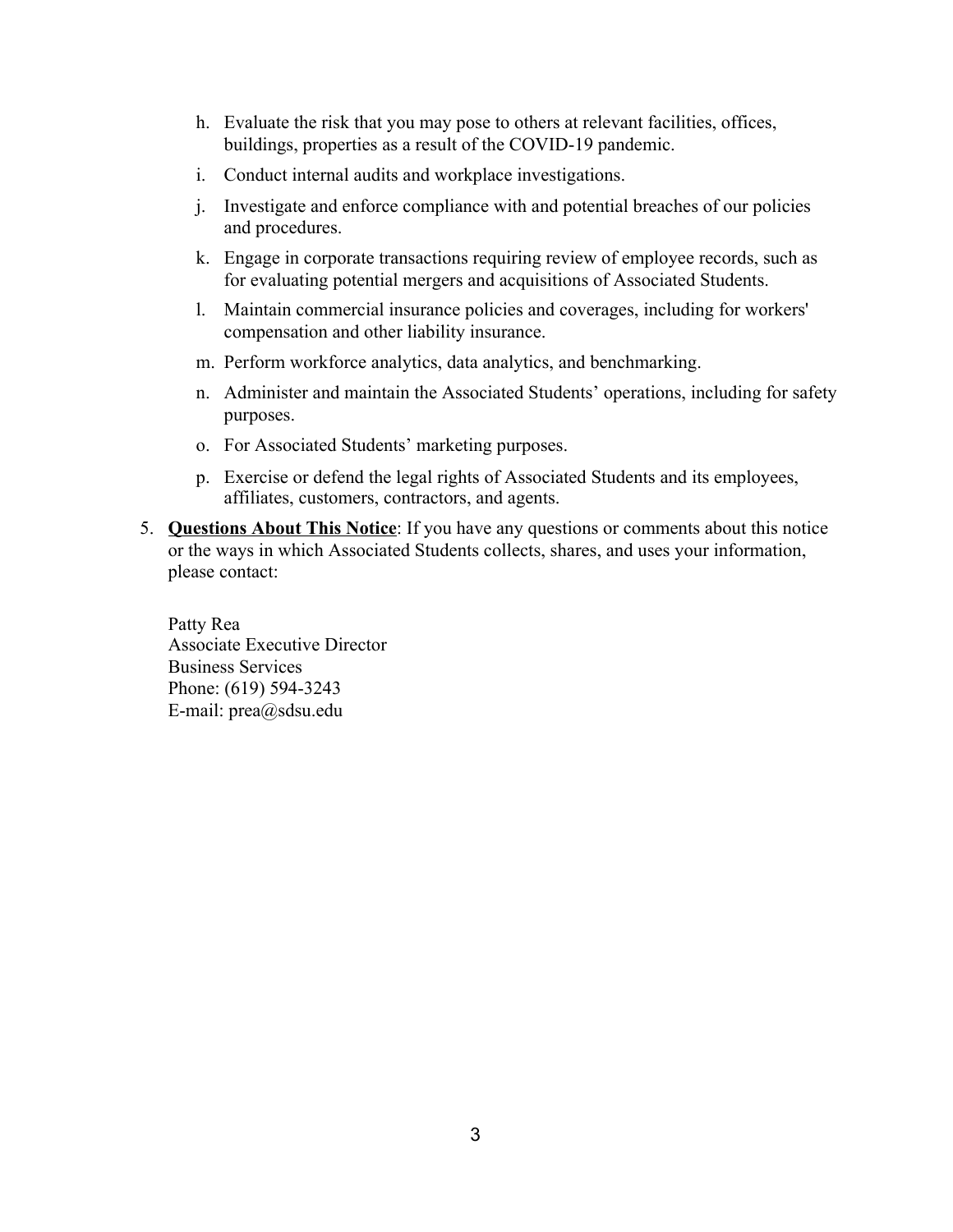h. Evaluate the risk that you may pose to others at relevant facilities, offices, buildings, properties as a result of the COVID-19 pandemic.

i. Conduct internal audits and workplace investigations.

j. Investigate and enforce compliance with and potential breaches of our policies and procedures.

k. Engage in corporate transactions requiring review of employee records, such as for evaluating potential mergers and acquisitions of Associated Students.

l. Maintain commercial insurance policies and coverages, including for workers' compensation and other liability insurance.

m. Perform workforce analytics, data analytics, and benchmarking.

n. Administer and maintain the Associated Students' operations, including for safety purposes.

o. For Associated Students' marketing purposes.

p. Exercise or defend the legal rights of Associated Students and its employees, affiliates, customers, contractors, and agents.

5. **Questions About This Notice**: If you have any questions or comments about this notice or the ways in which Associated Students collects, shares, and uses your information, please contact:

   Patty Rea
   Associate Executive Director
   Business Services
   Phone: (619) 594-3243
   E-mail: prea@sdsu.edu